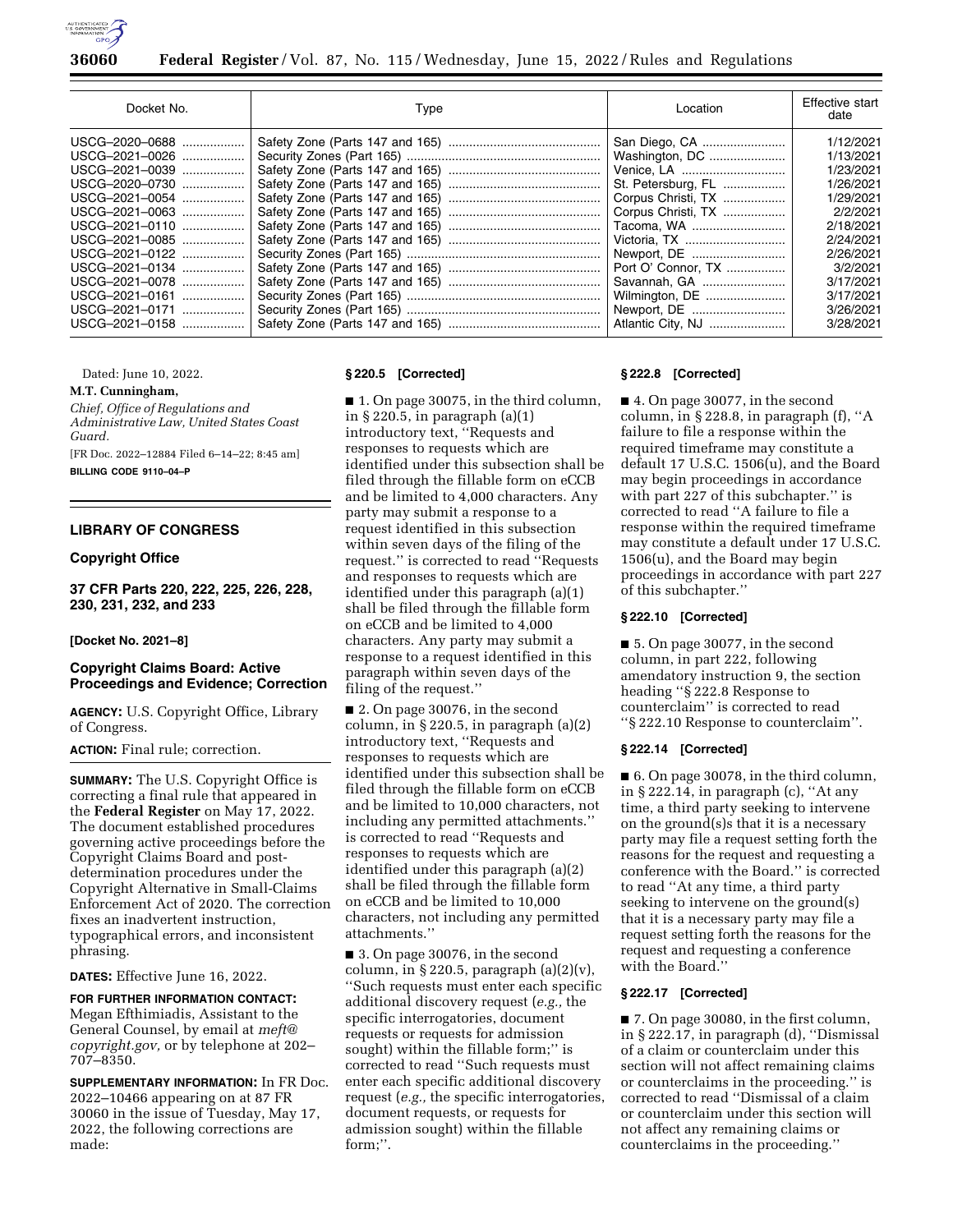| Docket No. | Type | Location | Effective start date |
|---|---|---|---|
| USCG–2020–0688 | Safety Zone (Parts 147 and 165) | San Diego, CA | 1/12/2021 |
| USCG–2021–0026 | Security Zones (Part 165) | Washington, DC | 1/13/2021 |
| USCG–2021–0039 | Safety Zone (Parts 147 and 165) | Venice, LA | 1/23/2021 |
| USCG–2020–0730 | Safety Zone (Parts 147 and 165) | St. Petersburg, FL | 1/26/2021 |
| USCG–2021–0054 | Safety Zone (Parts 147 and 165) | Corpus Christi, TX | 1/29/2021 |
| USCG–2021–0063 | Safety Zone (Parts 147 and 165) | Corpus Christi, TX | 2/2/2021 |
| USCG–2021–0110 | Safety Zone (Parts 147 and 165) | Tacoma, WA | 2/18/2021 |
| USCG–2021–0085 | Safety Zone (Parts 147 and 165) | Victoria, TX | 2/24/2021 |
| USCG–2021–0122 | Security Zones (Part 165) | Newport, DE | 2/26/2021 |
| USCG–2021–0134 | Safety Zone (Parts 147 and 165) | Port O' Connor, TX | 3/2/2021 |
| USCG–2021–0078 | Safety Zone (Parts 147 and 165) | Savannah, GA | 3/17/2021 |
| USCG–2021–0161 | Security Zones (Part 165) | Wilmington, DE | 3/17/2021 |
| USCG–2021–0171 | Security Zones (Part 165) | Newport, DE | 3/26/2021 |
| USCG–2021–0158 | Safety Zone (Parts 147 and 165) | Atlantic City, NJ | 3/28/2021 |

Dated: June 10, 2022.

**M.T. Cunningham,**

*Chief, Office of Regulations and Administrative Law, United States Coast Guard.*

[FR Doc. 2022–12884 Filed 6–14–22; 8:45 am]

**BILLING CODE 9110–04–P**

## LIBRARY OF CONGRESS

### Copyright Office

### 37 CFR Parts 220, 222, 225, 226, 228, 230, 231, 232, and 233

**[Docket No. 2021–8]**

### Copyright Claims Board: Active Proceedings and Evidence; Correction

**AGENCY:** U.S. Copyright Office, Library of Congress.

**ACTION:** Final rule; correction.

**SUMMARY:** The U.S. Copyright Office is correcting a final rule that appeared in the **Federal Register** on May 17, 2022. The document established procedures governing active proceedings before the Copyright Claims Board and post-determination procedures under the Copyright Alternative in Small-Claims Enforcement Act of 2020. The correction fixes an inadvertent instruction, typographical errors, and inconsistent phrasing.

**DATES:** Effective June 16, 2022.

**FOR FURTHER INFORMATION CONTACT:** Megan Efthimiadis, Assistant to the General Counsel, by email at *meft@copyright.gov,* or by telephone at 202–707–8350.

**SUPPLEMENTARY INFORMATION:** In FR Doc. 2022–10466 appearing on at 87 FR 30060 in the issue of Tuesday, May 17, 2022, the following corrections are made:

#### § 220.5 [Corrected]

■ 1. On page 30075, in the third column, in § 220.5, in paragraph (a)(1) introductory text, "Requests and responses to requests which are identified under this subsection shall be filed through the fillable form on eCCB and be limited to 4,000 characters. Any party may submit a response to a request identified in this subsection within seven days of the filing of the request." is corrected to read "Requests and responses to requests which are identified under this paragraph (a)(1) shall be filed through the fillable form on eCCB and be limited to 4,000 characters. Any party may submit a response to a request identified in this paragraph within seven days of the filing of the request."

■ 2. On page 30076, in the second column, in § 220.5, in paragraph (a)(2) introductory text, "Requests and responses to requests which are identified under this subsection shall be filed through the fillable form on eCCB and be limited to 10,000 characters, not including any permitted attachments." is corrected to read "Requests and responses to requests which are identified under this paragraph (a)(2) shall be filed through the fillable form on eCCB and be limited to 10,000 characters, not including any permitted attachments."

■ 3. On page 30076, in the second column, in § 220.5, paragraph (a)(2)(v), "Such requests must enter each specific additional discovery request (*e.g.,* the specific interrogatories, document requests or requests for admission sought) within the fillable form;" is corrected to read "Such requests must enter each specific additional discovery request (*e.g.,* the specific interrogatories, document requests, or requests for admission sought) within the fillable form;".

#### § 222.8 [Corrected]

■ 4. On page 30077, in the second column, in § 228.8, in paragraph (f), "A failure to file a response within the required timeframe may constitute a default 17 U.S.C. 1506(u), and the Board may begin proceedings in accordance with part 227 of this subchapter." is corrected to read "A failure to file a response within the required timeframe may constitute a default under 17 U.S.C. 1506(u), and the Board may begin proceedings in accordance with part 227 of this subchapter."

#### § 222.10 [Corrected]

■ 5. On page 30077, in the second column, in part 222, following amendatory instruction 9, the section heading "§ 222.8 Response to counterclaim" is corrected to read "§ 222.10 Response to counterclaim".

#### § 222.14 [Corrected]

■ 6. On page 30078, in the third column, in § 222.14, in paragraph (c), "At any time, a third party seeking to intervene on the ground(s)s that it is a necessary party may file a request setting forth the reasons for the request and requesting a conference with the Board." is corrected to read "At any time, a third party seeking to intervene on the ground(s) that it is a necessary party may file a request setting forth the reasons for the request and requesting a conference with the Board."

#### § 222.17 [Corrected]

■ 7. On page 30080, in the first column, in § 222.17, in paragraph (d), "Dismissal of a claim or counterclaim under this section will not affect remaining claims or counterclaims in the proceeding." is corrected to read "Dismissal of a claim or counterclaim under this section will not affect any remaining claims or counterclaims in the proceeding."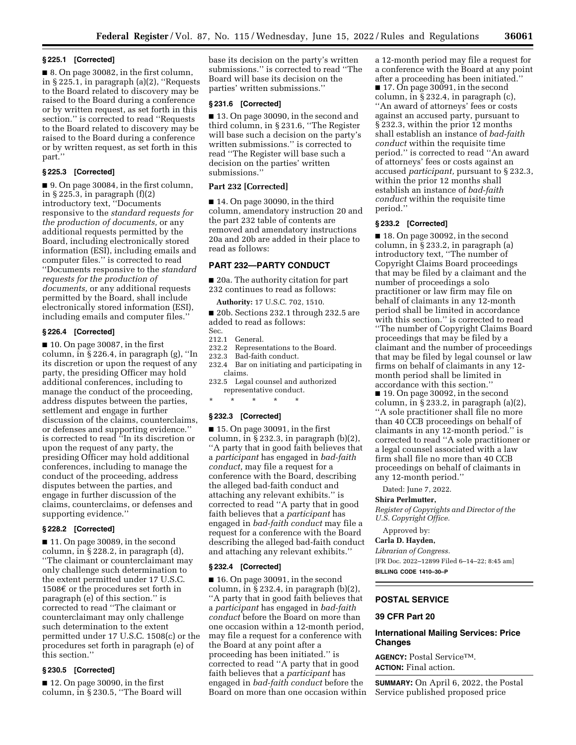### § 225.1 [Corrected]

■ 8. On page 30082, in the first column, in § 225.1, in paragraph (a)(2), ''Requests to the Board related to discovery may be raised to the Board during a conference or by written request, as set forth in this section.'' is corrected to read ''Requests to the Board related to discovery may be raised to the Board during a conference or by written request, as set forth in this part.''

### § 225.3 [Corrected]

■ 9. On page 30084, in the first column, in § 225.3, in paragraph (f)(2) introductory text, ''Documents responsive to the *standard requests for the production of documents,* or any additional requests permitted by the Board, including electronically stored information (ESI), including emails and computer files.'' is corrected to read ''Documents responsive to the *standard requests for the production of documents,* or any additional requests permitted by the Board, shall include electronically stored information (ESI), including emails and computer files.''

### § 226.4 [Corrected]

■ 10. On page 30087, in the first column, in § 226.4, in paragraph (g), ''In its discretion or upon the request of any party, the presiding Officer may hold additional conferences, including to manage the conduct of the proceeding, address disputes between the parties, settlement and engage in further discussion of the claims, counterclaims, or defenses and supporting evidence.'' is corrected to read ''In its discretion or upon the request of any party, the presiding Officer may hold additional conferences, including to manage the conduct of the proceeding, address disputes between the parties, and engage in further discussion of the claims, counterclaims, or defenses and supporting evidence.''

### § 228.2 [Corrected]

■ 11. On page 30089, in the second column, in § 228.2, in paragraph (d), ''The claimant or counterclaimant may only challenge such determination to the extent permitted under 17 U.S.C. 1508€ or the procedures set forth in paragraph (e) of this section.'' is corrected to read ''The claimant or counterclaimant may only challenge such determination to the extent permitted under 17 U.S.C. 1508(c) or the procedures set forth in paragraph (e) of this section.''

### § 230.5 [Corrected]

■ 12. On page 30090, in the first column, in § 230.5, ''The Board will base its decision on the party's written submissions.'' is corrected to read ''The Board will base its decision on the parties' written submissions.''

### § 231.6 [Corrected]

■ 13. On page 30090, in the second and third column, in § 231.6, ''The Register will base such a decision on the party's written submissions.'' is corrected to read ''The Register will base such a decision on the parties' written submissions.''

### Part 232 [Corrected]

■ 14. On page 30090, in the third column, amendatory instruction 20 and the part 232 table of contents are removed and amendatory instructions 20a and 20b are added in their place to read as follows:

## PART 232—PARTY CONDUCT

■ 20a. The authority citation for part 232 continues to read as follows:

**Authority:** 17 U.S.C. 702, 1510.

■ 20b. Sections 232.1 through 232.5 are added to read as follows:

Sec.
212.1 General.
232.2 Representations to the Board.
232.3 Bad-faith conduct.
232.4 Bar on initiating and participating in claims.
232.5 Legal counsel and authorized representative conduct.

\* \* \* \* \*

### § 232.3 [Corrected]

■ 15. On page 30091, in the first column, in § 232.3, in paragraph (b)(2), ''A party that in good faith believes that a *participant* has engaged in *bad-faith conduct,* may file a request for a conference with the Board, describing the alleged bad-faith conduct and attaching any relevant exhibits.'' is corrected to read ''A party that in good faith believes that a *participant* has engaged in *bad-faith conduct* may file a request for a conference with the Board describing the alleged bad-faith conduct and attaching any relevant exhibits.''

### § 232.4 [Corrected]

■ 16. On page 30091, in the second column, in § 232.4, in paragraph (b)(2), ''A party that in good faith believes that a *participant* has engaged in *bad-faith conduct* before the Board on more than one occasion within a 12-month period, may file a request for a conference with the Board at any point after a proceeding has been initiated.'' is corrected to read ''A party that in good faith believes that a *participant* has engaged in *bad-faith conduct* before the Board on more than one occasion within a 12-month period may file a request for a conference with the Board at any point after a proceeding has been initiated.''

■ 17. On page 30091, in the second column, in § 232.4, in paragraph (c), ''An award of attorneys' fees or costs against an accused party, pursuant to § 232.3, within the prior 12 months shall establish an instance of *bad-faith conduct* within the requisite time period.'' is corrected to read ''An award of attorneys' fees or costs against an accused *participant,* pursuant to § 232.3, within the prior 12 months shall establish an instance of *bad-faith conduct* within the requisite time period.''

### § 233.2 [Corrected]

■ 18. On page 30092, in the second column, in § 233.2, in paragraph (a) introductory text, ''The number of Copyright Claims Board proceedings that may be filed by a claimant and the number of proceedings a solo practitioner or law firm may file on behalf of claimants in any 12-month period shall be limited in accordance with this section.'' is corrected to read ''The number of Copyright Claims Board proceedings that may be filed by a claimant and the number of proceedings that may be filed by legal counsel or law firms on behalf of claimants in any 12-month period shall be limited in accordance with this section.''

■ 19. On page 30092, in the second column, in § 233.2, in paragraph (a)(2), ''A sole practitioner shall file no more than 40 CCB proceedings on behalf of claimants in any 12-month period.'' is corrected to read ''A sole practitioner or a legal counsel associated with a law firm shall file no more than 40 CCB proceedings on behalf of claimants in any 12-month period.''

Dated: June 7, 2022.

**Shira Perlmutter,**

*Register of Copyrights and Director of the U.S. Copyright Office.*

Approved by:

**Carla D. Hayden,**

*Librarian of Congress.*

[FR Doc. 2022–12899 Filed 6–14–22; 8:45 am]

**BILLING CODE 1410–30–P**

---

## POSTAL SERVICE

### 39 CFR Part 20

### International Mailing Services: Price Changes

**AGENCY:** Postal Service™.

**ACTION:** Final action.

**SUMMARY:** On April 6, 2022, the Postal Service published proposed price